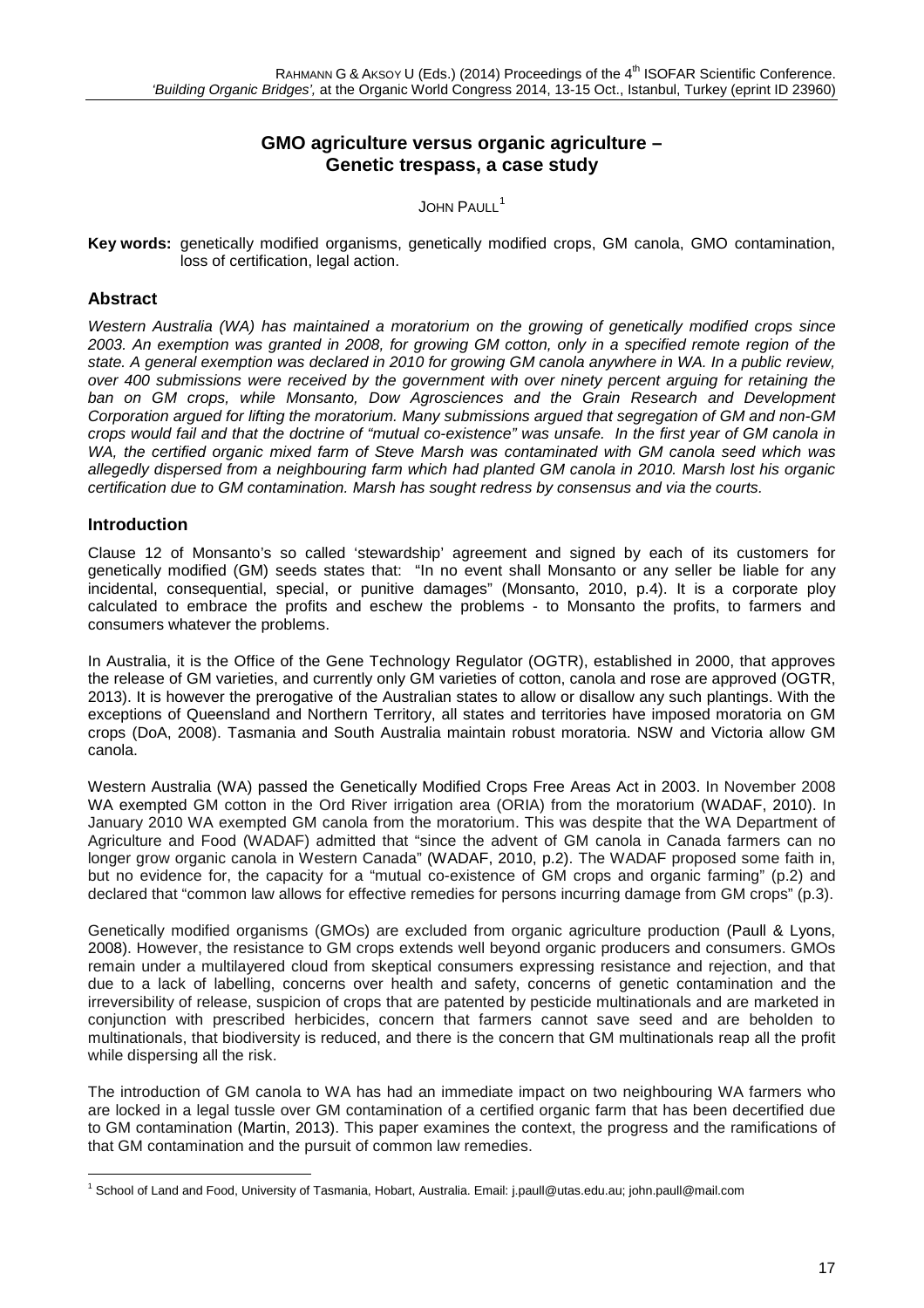# GMO agriculture versus organic agriculture – Genetic trespass, a case study

JOHN PAULL[1]

**Key words:** genetically modified organisms, genetically modified crops, GM canola, GMO contamination, loss of certification, legal action.

## Abstract

*Western Australia (WA) has maintained a moratorium on the growing of genetically modified crops since 2003. An exemption was granted in 2008, for growing GM cotton, only in a specified remote region of the state. A general exemption was declared in 2010 for growing GM canola anywhere in WA. In a public review, over 400 submissions were received by the government with over ninety percent arguing for retaining the ban on GM crops, while Monsanto, Dow Agrosciences and the Grain Research and Development Corporation argued for lifting the moratorium. Many submissions argued that segregation of GM and non-GM crops would fail and that the doctrine of "mutual co-existence" was unsafe. In the first year of GM canola in WA, the certified organic mixed farm of Steve Marsh was contaminated with GM canola seed which was allegedly dispersed from a neighbouring farm which had planted GM canola in 2010. Marsh lost his organic certification due to GM contamination. Marsh has sought redress by consensus and via the courts.*

## Introduction

Clause 12 of Monsanto's so called 'stewardship' agreement and signed by each of its customers for genetically modified (GM) seeds states that: "In no event shall Monsanto or any seller be liable for any incidental, consequential, special, or punitive damages" (Monsanto, 2010, p.4). It is a corporate ploy calculated to embrace the profits and eschew the problems - to Monsanto the profits, to farmers and consumers whatever the problems.

In Australia, it is the Office of the Gene Technology Regulator (OGTR), established in 2000, that approves the release of GM varieties, and currently only GM varieties of cotton, canola and rose are approved (OGTR, 2013). It is however the prerogative of the Australian states to allow or disallow any such plantings. With the exceptions of Queensland and Northern Territory, all states and territories have imposed moratoria on GM crops (DoA, 2008). Tasmania and South Australia maintain robust moratoria. NSW and Victoria allow GM canola.

Western Australia (WA) passed the Genetically Modified Crops Free Areas Act in 2003. In November 2008 WA exempted GM cotton in the Ord River irrigation area (ORIA) from the moratorium (WADAF, 2010). In January 2010 WA exempted GM canola from the moratorium. This was despite that the WA Department of Agriculture and Food (WADAF) admitted that "since the advent of GM canola in Canada farmers can no longer grow organic canola in Western Canada" (WADAF, 2010, p.2). The WADAF proposed some faith in, but no evidence for, the capacity for a "mutual co-existence of GM crops and organic farming" (p.2) and declared that "common law allows for effective remedies for persons incurring damage from GM crops" (p.3).

Genetically modified organisms (GMOs) are excluded from organic agriculture production (Paull & Lyons, 2008). However, the resistance to GM crops extends well beyond organic producers and consumers. GMOs remain under a multilayered cloud from skeptical consumers expressing resistance and rejection, and that due to a lack of labelling, concerns over health and safety, concerns of genetic contamination and the irreversibility of release, suspicion of crops that are patented by pesticide multinationals and are marketed in conjunction with prescribed herbicides, concern that farmers cannot save seed and are beholden to multinationals, that biodiversity is reduced, and there is the concern that GM multinationals reap all the profit while dispersing all the risk.

The introduction of GM canola to WA has had an immediate impact on two neighbouring WA farmers who are locked in a legal tussle over GM contamination of a certified organic farm that has been decertified due to GM contamination (Martin, 2013). This paper examines the context, the progress and the ramifications of that GM contamination and the pursuit of common law remedies.

[1] School of Land and Food, University of Tasmania, Hobart, Australia. Email: j.paull@utas.edu.au; john.paull@mail.com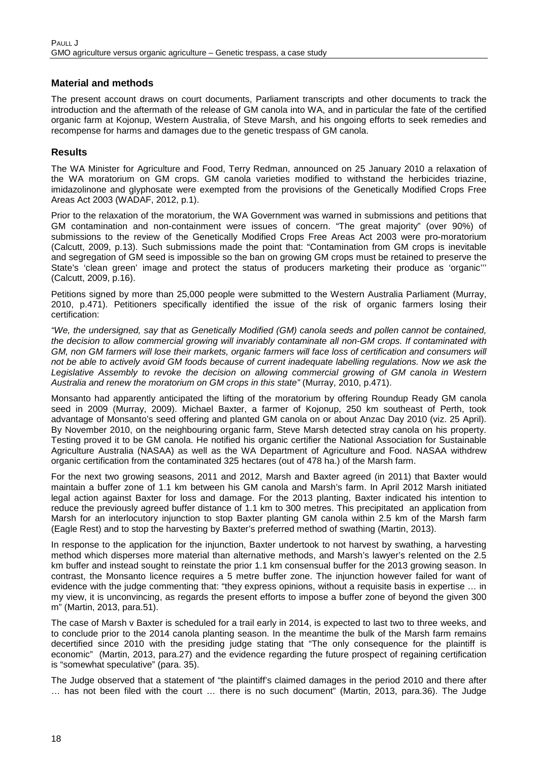## Material and methods

The present account draws on court documents, Parliament transcripts and other documents to track the introduction and the aftermath of the release of GM canola into WA, and in particular the fate of the certified organic farm at Kojonup, Western Australia, of Steve Marsh, and his ongoing efforts to seek remedies and recompense for harms and damages due to the genetic trespass of GM canola.

## Results

The WA Minister for Agriculture and Food, Terry Redman, announced on 25 January 2010 a relaxation of the WA moratorium on GM crops. GM canola varieties modified to withstand the herbicides triazine, imidazolinone and glyphosate were exempted from the provisions of the Genetically Modified Crops Free Areas Act 2003 (WADAF, 2012, p.1).

Prior to the relaxation of the moratorium, the WA Government was warned in submissions and petitions that GM contamination and non-containment were issues of concern. "The great majority" (over 90%) of submissions to the review of the Genetically Modified Crops Free Areas Act 2003 were pro-moratorium (Calcutt, 2009, p.13). Such submissions made the point that: "Contamination from GM crops is inevitable and segregation of GM seed is impossible so the ban on growing GM crops must be retained to preserve the State's 'clean green' image and protect the status of producers marketing their produce as 'organic'" (Calcutt, 2009, p.16).

Petitions signed by more than 25,000 people were submitted to the Western Australia Parliament (Murray, 2010, p.471). Petitioners specifically identified the issue of the risk of organic farmers losing their certification:

*"We, the undersigned, say that as Genetically Modified (GM) canola seeds and pollen cannot be contained, the decision to allow commercial growing will invariably contaminate all non-GM crops. If contaminated with GM, non GM farmers will lose their markets, organic farmers will face loss of certification and consumers will not be able to actively avoid GM foods because of current inadequate labelling regulations. Now we ask the Legislative Assembly to revoke the decision on allowing commercial growing of GM canola in Western Australia and renew the moratorium on GM crops in this state"* (Murray, 2010, p.471).

Monsanto had apparently anticipated the lifting of the moratorium by offering Roundup Ready GM canola seed in 2009 (Murray, 2009). Michael Baxter, a farmer of Kojonup, 250 km southeast of Perth, took advantage of Monsanto's seed offering and planted GM canola on or about Anzac Day 2010 (viz. 25 April). By November 2010, on the neighbouring organic farm, Steve Marsh detected stray canola on his property. Testing proved it to be GM canola. He notified his organic certifier the National Association for Sustainable Agriculture Australia (NASAA) as well as the WA Department of Agriculture and Food. NASAA withdrew organic certification from the contaminated 325 hectares (out of 478 ha.) of the Marsh farm.

For the next two growing seasons, 2011 and 2012, Marsh and Baxter agreed (in 2011) that Baxter would maintain a buffer zone of 1.1 km between his GM canola and Marsh's farm. In April 2012 Marsh initiated legal action against Baxter for loss and damage. For the 2013 planting, Baxter indicated his intention to reduce the previously agreed buffer distance of 1.1 km to 300 metres. This precipitated an application from Marsh for an interlocutory injunction to stop Baxter planting GM canola within 2.5 km of the Marsh farm (Eagle Rest) and to stop the harvesting by Baxter's preferred method of swathing (Martin, 2013).

In response to the application for the injunction, Baxter undertook to not harvest by swathing, a harvesting method which disperses more material than alternative methods, and Marsh's lawyer's relented on the 2.5 km buffer and instead sought to reinstate the prior 1.1 km consensual buffer for the 2013 growing season. In contrast, the Monsanto licence requires a 5 metre buffer zone. The injunction however failed for want of evidence with the judge commenting that: "they express opinions, without a requisite basis in expertise … in my view, it is unconvincing, as regards the present efforts to impose a buffer zone of beyond the given 300 m" (Martin, 2013, para.51).

The case of Marsh v Baxter is scheduled for a trail early in 2014, is expected to last two to three weeks, and to conclude prior to the 2014 canola planting season. In the meantime the bulk of the Marsh farm remains decertified since 2010 with the presiding judge stating that "The only consequence for the plaintiff is economic" (Martin, 2013, para.27) and the evidence regarding the future prospect of regaining certification is "somewhat speculative" (para. 35).

The Judge observed that a statement of "the plaintiff's claimed damages in the period 2010 and there after … has not been filed with the court … there is no such document" (Martin, 2013, para.36). The Judge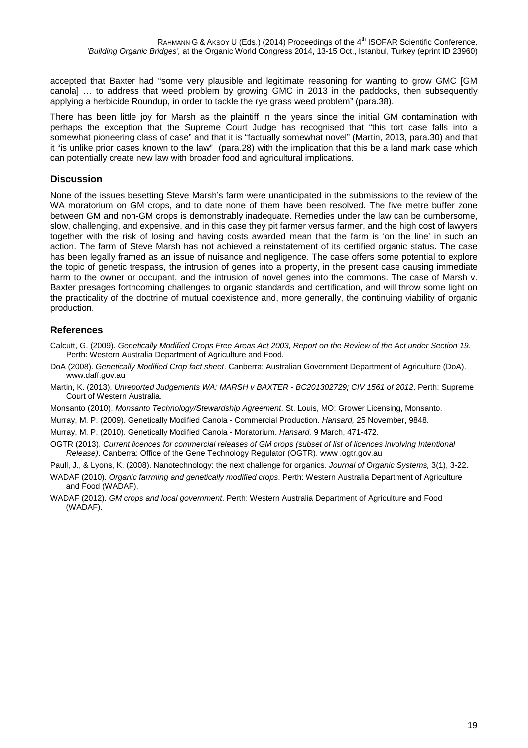accepted that Baxter had “some very plausible and legitimate reasoning for wanting to grow GMC [GM canola] … to address that weed problem by growing GMC in 2013 in the paddocks, then subsequently applying a herbicide Roundup, in order to tackle the rye grass weed problem” (para.38).

There has been little joy for Marsh as the plaintiff in the years since the initial GM contamination with perhaps the exception that the Supreme Court Judge has recognised that “this tort case falls into a somewhat pioneering class of case” and that it is “factually somewhat novel” (Martin, 2013, para.30) and that it “is unlike prior cases known to the law” (para.28) with the implication that this be a land mark case which can potentially create new law with broader food and agricultural implications.

## Discussion

None of the issues besetting Steve Marsh’s farm were unanticipated in the submissions to the review of the WA moratorium on GM crops, and to date none of them have been resolved. The five metre buffer zone between GM and non-GM crops is demonstrably inadequate. Remedies under the law can be cumbersome, slow, challenging, and expensive, and in this case they pit farmer versus farmer, and the high cost of lawyers together with the risk of losing and having costs awarded mean that the farm is ‘on the line’ in such an action. The farm of Steve Marsh has not achieved a reinstatement of its certified organic status. The case has been legally framed as an issue of nuisance and negligence. The case offers some potential to explore the topic of genetic trespass, the intrusion of genes into a property, in the present case causing immediate harm to the owner or occupant, and the intrusion of novel genes into the commons. The case of Marsh v. Baxter presages forthcoming challenges to organic standards and certification, and will throw some light on the practicality of the doctrine of mutual coexistence and, more generally, the continuing viability of organic production.

## References

Calcutt, G. (2009). *Genetically Modified Crops Free Areas Act 2003, Report on the Review of the Act under Section 19*. Perth: Western Australia Department of Agriculture and Food.

DoA (2008). *Genetically Modified Crop fact sheet*. Canberra: Australian Government Department of Agriculture (DoA). www.daff.gov.au

Martin, K. (2013). *Unreported Judgements WA: MARSH v BAXTER - BC201302729; CIV 1561 of 2012*. Perth: Supreme Court of Western Australia.

Monsanto (2010). *Monsanto Technology/Stewardship Agreement*. St. Louis, MO: Grower Licensing, Monsanto.

Murray, M. P. (2009). Genetically Modified Canola - Commercial Production. *Hansard,* 25 November, 9848.

Murray, M. P. (2010). Genetically Modified Canola - Moratorium. *Hansard,* 9 March, 471-472.

OGTR (2013). *Current licences for commercial releases of GM crops (subset of list of licences involving Intentional Release)*. Canberra: Office of the Gene Technology Regulator (OGTR). www .ogtr.gov.au

Paull, J., & Lyons, K. (2008). Nanotechnology: the next challenge for organics. *Journal of Organic Systems,* 3(1), 3-22.

WADAF (2010). *Organic farrming and genetically modified crops*. Perth: Western Australia Department of Agriculture and Food (WADAF).

WADAF (2012). *GM crops and local government*. Perth: Western Australia Department of Agriculture and Food (WADAF).